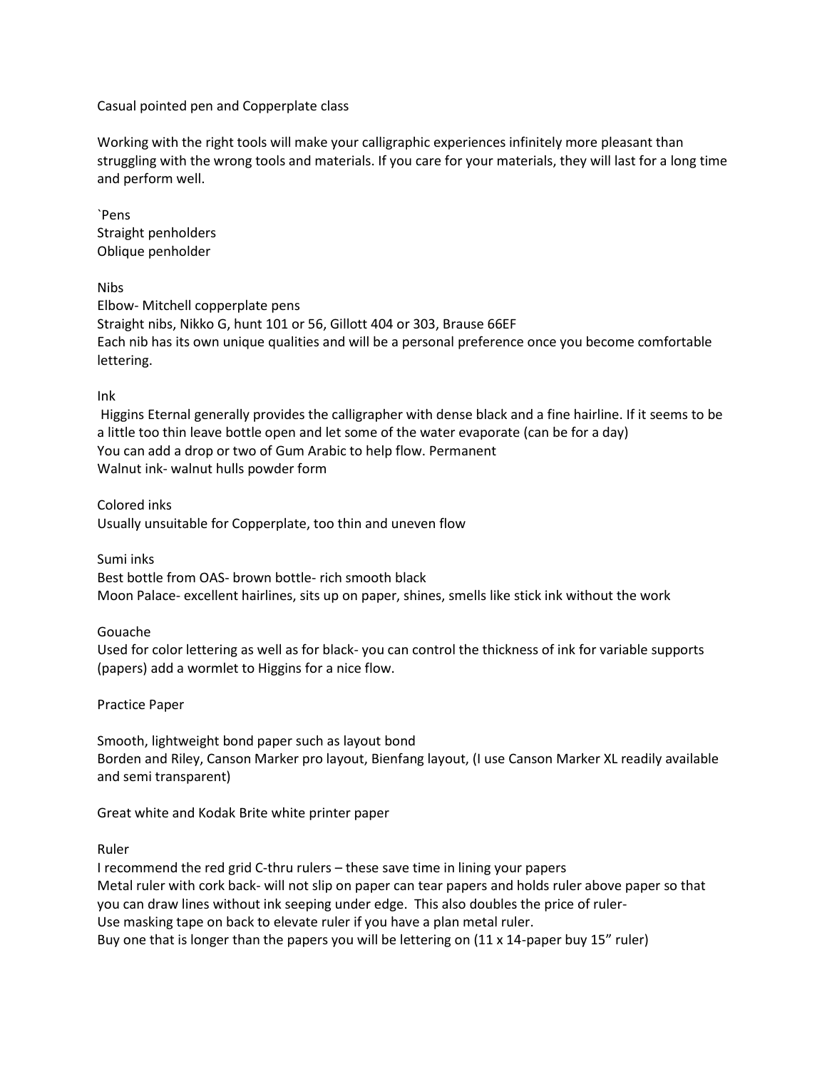# Casual pointed pen and Copperplate class

Working with the right tools will make your calligraphic experiences infinitely more pleasant than struggling with the wrong tools and materials. If you care for your materials, they will last for a long time and perform well.

## `Pens

Straight penholders
Oblique penholder

## Nibs

Elbow- Mitchell copperplate pens
Straight nibs, Nikko G, hunt 101 or 56, Gillott 404 or 303, Brause 66EF
Each nib has its own unique qualities and will be a personal preference once you become comfortable lettering.

## Ink

Higgins Eternal generally provides the calligrapher with dense black and a fine hairline. If it seems to be a little too thin leave bottle open and let some of the water evaporate (can be for a day)
You can add a drop or two of Gum Arabic to help flow. Permanent
Walnut ink- walnut hulls powder form

## Colored inks

Usually unsuitable for Copperplate, too thin and uneven flow

## Sumi inks

Best bottle from OAS- brown bottle- rich smooth black
Moon Palace- excellent hairlines, sits up on paper, shines, smells like stick ink without the work

## Gouache

Used for color lettering as well as for black- you can control the thickness of ink for variable supports (papers) add a wormlet to Higgins for a nice flow.

## Practice Paper

Smooth, lightweight bond paper such as layout bond
Borden and Riley, Canson Marker pro layout, Bienfang layout, (I use Canson Marker XL readily available and semi transparent)

Great white and Kodak Brite white printer paper

## Ruler

I recommend the red grid C-thru rulers – these save time in lining your papers
Metal ruler with cork back- will not slip on paper can tear papers and holds ruler above paper so that you can draw lines without ink seeping under edge. This also doubles the price of ruler-
Use masking tape on back to elevate ruler if you have a plan metal ruler.
Buy one that is longer than the papers you will be lettering on (11 x 14-paper buy 15" ruler)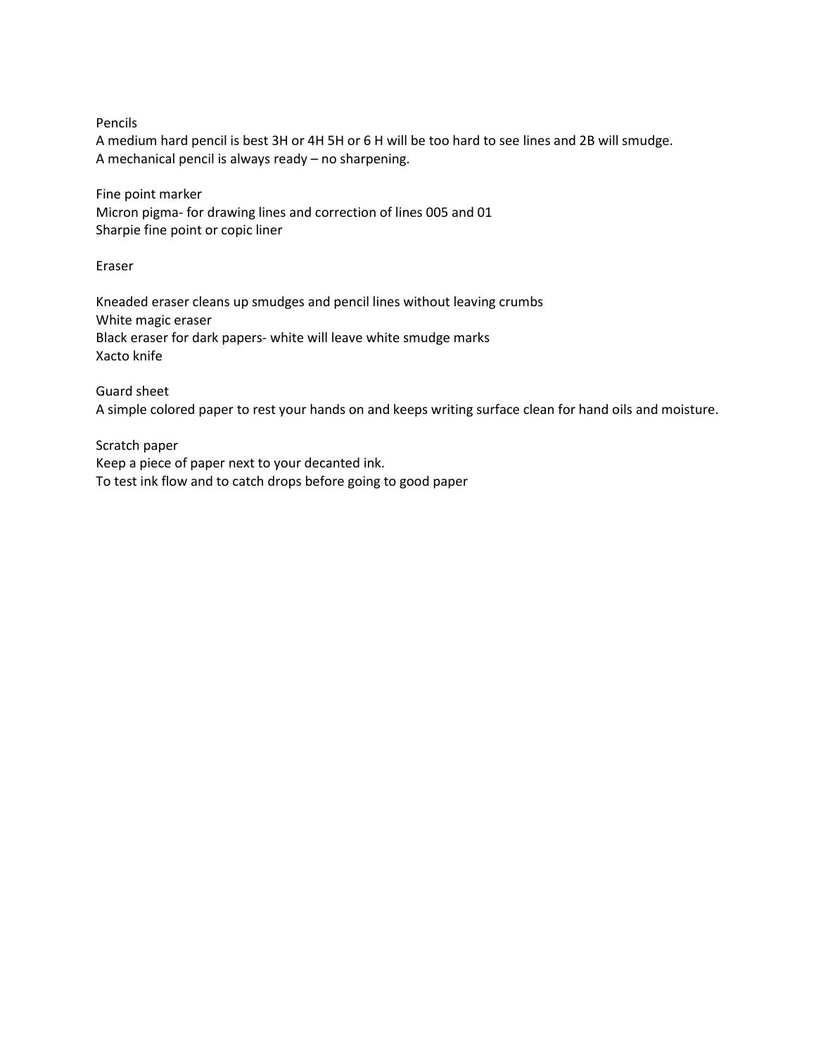Pencils

A medium hard pencil is best 3H or 4H 5H or 6 H will be too hard to see lines and 2B will smudge.
A mechanical pencil is always ready – no sharpening.

Fine point marker

Micron pigma- for drawing lines and correction of lines 005 and 01
Sharpie fine point or copic liner

Eraser

Kneaded eraser cleans up smudges and pencil lines without leaving crumbs
White magic eraser
Black eraser for dark papers- white will leave white smudge marks
Xacto knife

Guard sheet

A simple colored paper to rest your hands on and keeps writing surface clean for hand oils and moisture.

Scratch paper

Keep a piece of paper next to your decanted ink.
To test ink flow and to catch drops before going to good paper